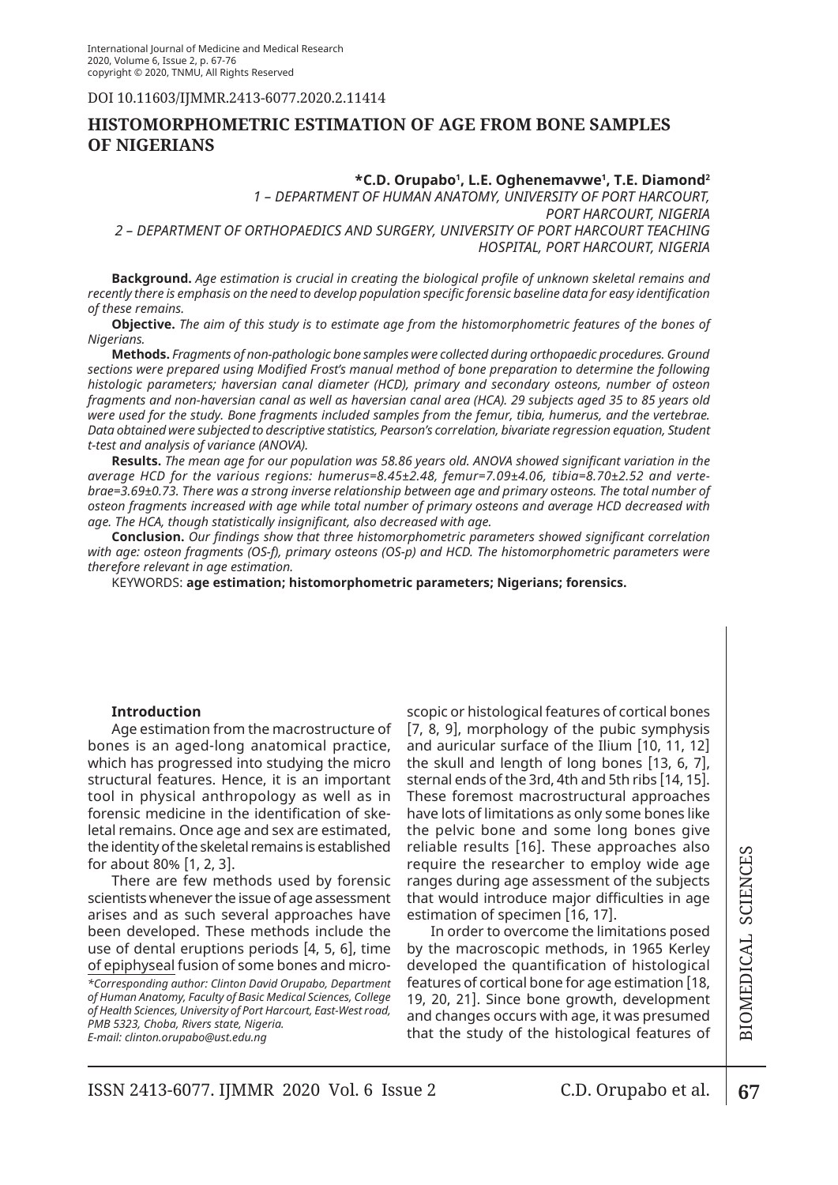DOI 10.11603/IJMMR.2413-6077.2020.2.11414

# HISTOMORPHOMETRIC ESTIMATION OF AGE FROM BONE SAMPLES OF NIGERIANS

**\*C.D. Orupabo[1], L.E. Oghenemavwe[1], T.E. Diamond[2]**

*1 – DEPARTMENT OF HUMAN ANATOMY, UNIVERSITY OF PORT HARCOURT, PORT HARCOURT, NIGERIA*

*2 – DEPARTMENT OF ORTHOPAEDICS AND SURGERY, UNIVERSITY OF PORT HARCOURT TEACHING HOSPITAL, PORT HARCOURT, NIGERIA*

**Background.** *Age estimation is crucial in creating the biological profile of unknown skeletal remains and recently there is emphasis on the need to develop population specific forensic baseline data for easy identification of these remains.*

**Objective.** *The aim of this study is to estimate age from the histomorphometric features of the bones of Nigerians.*

**Methods.** *Fragments of non-pathologic bone samples were collected during orthopaedic procedures. Ground sections were prepared using Modified Frost's manual method of bone preparation to determine the following histologic parameters; haversian canal diameter (HCD), primary and secondary osteons, number of osteon fragments and non-haversian canal as well as haversian canal area (HCA). 29 subjects aged 35 to 85 years old were used for the study. Bone fragments included samples from the femur, tibia, humerus, and the vertebrae. Data obtained were subjected to descriptive statistics, Pearson's correlation, bivariate regression equation, Student t-test and analysis of variance (ANOVA).*

**Results.** *The mean age for our population was 58.86 years old. ANOVA showed significant variation in the average HCD for the various regions: humerus=8.45±2.48, femur=7.09±4.06, tibia=8.70±2.52 and vertebrae=3.69±0.73. There was a strong inverse relationship between age and primary osteons. The total number of osteon fragments increased with age while total number of primary osteons and average HCD decreased with age. The HCA, though statistically insignificant, also decreased with age.*

**Conclusion.** *Our findings show that three histomorphometric parameters showed significant correlation with age: osteon fragments (OS-f), primary osteons (OS-p) and HCD. The histomorphometric parameters were therefore relevant in age estimation.*

KEYWORDS: **age estimation; histomorphometric parameters; Nigerians; forensics.**

### Introduction

Age estimation from the macrostructure of bones is an aged-long anatomical practice, which has progressed into studying the micro structural features. Hence, it is an important tool in physical anthropology as well as in forensic medicine in the identification of skeletal remains. Once age and sex are estimated, the identity of the skeletal remains is established for about 80% [1, 2, 3].

There are few methods used by forensic scientists whenever the issue of age assessment arises and as such several approaches have been developed. These methods include the use of dental eruptions periods [4, 5, 6], time of epiphyseal fusion of some bones and microscopic or histological features of cortical bones [7, 8, 9], morphology of the pubic symphysis and auricular surface of the Ilium [10, 11, 12] the skull and length of long bones [13, 6, 7], sternal ends of the 3rd, 4th and 5th ribs [14, 15]. These foremost macrostructural approaches have lots of limitations as only some bones like the pelvic bone and some long bones give reliable results [16]. These approaches also require the researcher to employ wide age ranges during age assessment of the subjects that would introduce major difficulties in age estimation of specimen [16, 17].

In order to overcome the limitations posed by the macroscopic methods, in 1965 Kerley developed the quantification of histological features of cortical bone for age estimation [18, 19, 20, 21]. Since bone growth, development and changes occurs with age, it was presumed that the study of the histological features of

*\*Corresponding author: Clinton David Orupabo, Department of Human Anatomy, Faculty of Basic Medical Sciences, College of Health Sciences, University of Port Harcourt, East-West road, PMB 5323, Choba, Rivers state, Nigeria. E-mail: clinton.orupabo@ust.edu.ng*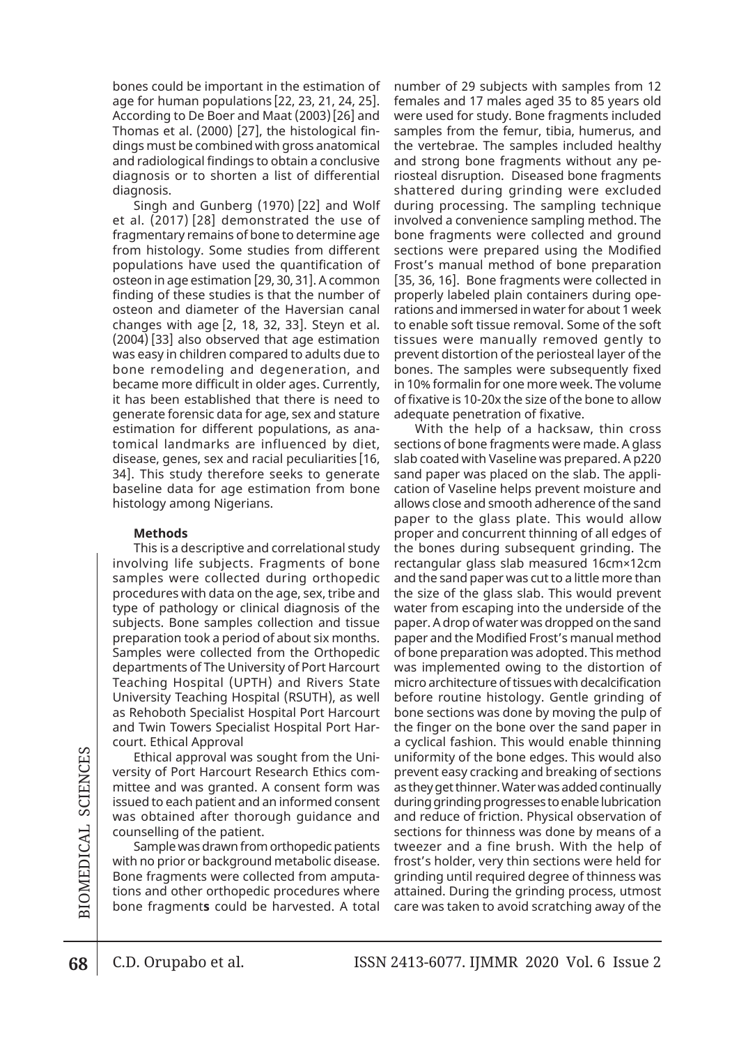bones could be important in the estimation of age for human populations [22, 23, 21, 24, 25]. According to De Boer and Maat (2003) [26] and Thomas et al. (2000) [27], the histological findings must be combined with gross anatomical and radiological findings to obtain a conclusive diagnosis or to shorten a list of differential diagnosis.

Singh and Gunberg (1970) [22] and Wolf et al. (2017) [28] demonstrated the use of fragmentary remains of bone to determine age from histology. Some studies from different populations have used the quantification of osteon in age estimation [29, 30, 31]. A common finding of these studies is that the number of osteon and diameter of the Haversian canal changes with age [2, 18, 32, 33]. Steyn et al. (2004) [33] also observed that age estimation was easy in children compared to adults due to bone remodeling and degeneration, and became more difficult in older ages. Currently, it has been established that there is need to generate forensic data for age, sex and stature estimation for different populations, as anatomical landmarks are influenced by diet, disease, genes, sex and racial peculiarities [16, 34]. This study therefore seeks to generate baseline data for age estimation from bone histology among Nigerians.

**Methods**

This is a descriptive and correlational study involving life subjects. Fragments of bone samples were collected during orthopedic procedures with data on the age, sex, tribe and type of pathology or clinical diagnosis of the subjects. Bone samples collection and tissue preparation took a period of about six months. Samples were collected from the Orthopedic departments of The University of Port Harcourt Teaching Hospital (UPTH) and Rivers State University Teaching Hospital (RSUTH), as well as Rehoboth Specialist Hospital Port Harcourt and Twin Towers Specialist Hospital Port Harcourt. Ethical Approval

Ethical approval was sought from the University of Port Harcourt Research Ethics committee and was granted. A consent form was issued to each patient and an informed consent was obtained after thorough guidance and counselling of the patient.

Sample was drawn from orthopedic patients with no prior or background metabolic disease. Bone fragments were collected from amputations and other orthopedic procedures where bone fragment**s** could be harvested. A total number of 29 subjects with samples from 12 females and 17 males aged 35 to 85 years old were used for study. Bone fragments included samples from the femur, tibia, humerus, and the vertebrae. The samples included healthy and strong bone fragments without any periosteal disruption. Diseased bone fragments shattered during grinding were excluded during processing. The sampling technique involved a convenience sampling method. The bone fragments were collected and ground sections were prepared using the Modified Frost's manual method of bone preparation [35, 36, 16]. Bone fragments were collected in properly labeled plain containers during operations and immersed in water for about 1 week to enable soft tissue removal. Some of the soft tissues were manually removed gently to prevent distortion of the periosteal layer of the bones. The samples were subsequently fixed in 10% formalin for one more week. The volume of fixative is 10-20x the size of the bone to allow adequate penetration of fixative.

With the help of a hacksaw, thin cross sections of bone fragments were made. A glass slab coated with Vaseline was prepared. A p220 sand paper was placed on the slab. The application of Vaseline helps prevent moisture and allows close and smooth adherence of the sand paper to the glass plate. This would allow proper and concurrent thinning of all edges of the bones during subsequent grinding. The rectangular glass slab measured 16cm×12cm and the sand paper was cut to a little more than the size of the glass slab. This would prevent water from escaping into the underside of the paper. A drop of water was dropped on the sand paper and the Modified Frost's manual method of bone preparation was adopted. This method was implemented owing to the distortion of micro architecture of tissues with decalcification before routine histology. Gentle grinding of bone sections was done by moving the pulp of the finger on the bone over the sand paper in a cyclical fashion. This would enable thinning uniformity of the bone edges. This would also prevent easy cracking and breaking of sections as they get thinner. Water was added continually during grinding progresses to enable lubrication and reduce of friction. Physical observation of sections for thinness was done by means of a tweezer and a fine brush. With the help of frost's holder, very thin sections were held for grinding until required degree of thinness was attained. During the grinding process, utmost care was taken to avoid scratching away of the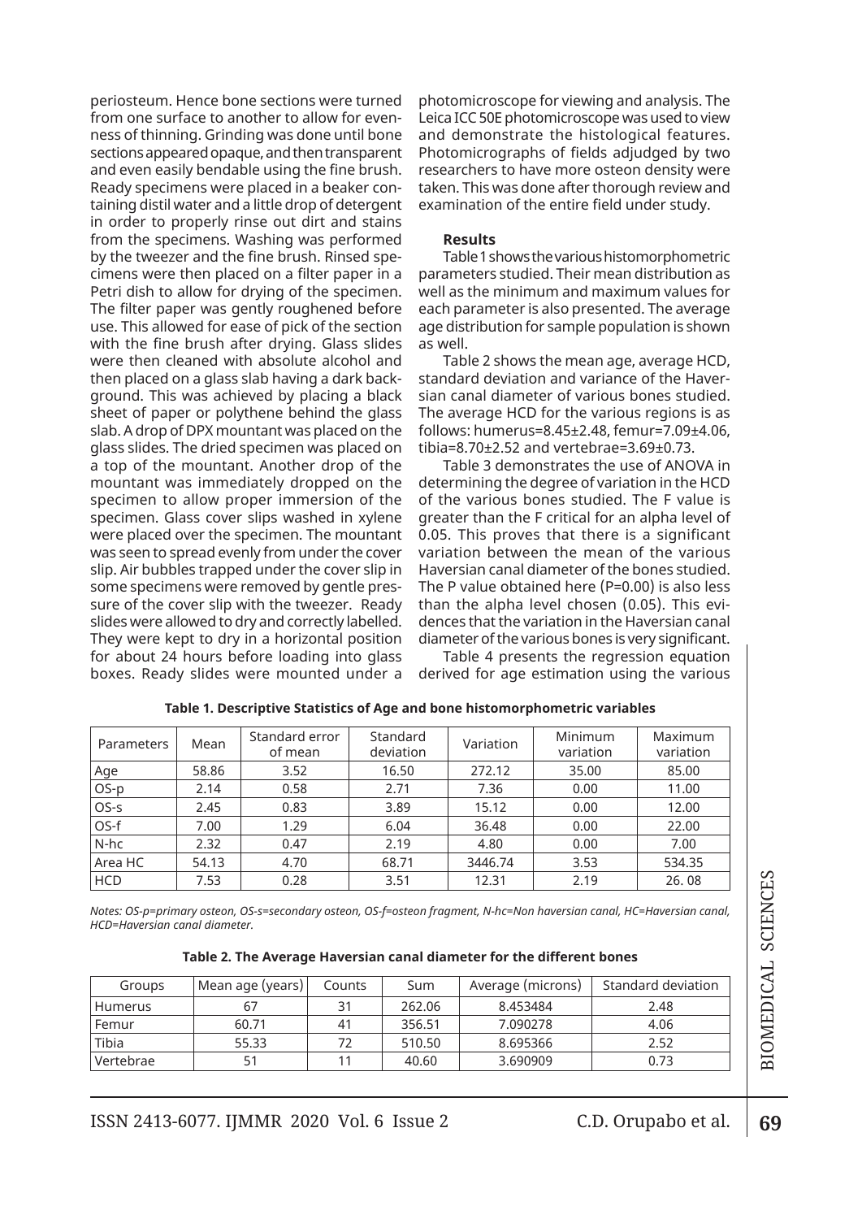periosteum. Hence bone sections were turned from one surface to another to allow for evenness of thinning. Grinding was done until bone sections appeared opaque, and then transparent and even easily bendable using the fine brush. Ready specimens were placed in a beaker containing distil water and a little drop of detergent in order to properly rinse out dirt and stains from the specimens. Washing was performed by the tweezer and the fine brush. Rinsed specimens were then placed on a filter paper in a Petri dish to allow for drying of the specimen. The filter paper was gently roughened before use. This allowed for ease of pick of the section with the fine brush after drying. Glass slides were then cleaned with absolute alcohol and then placed on a glass slab having a dark background. This was achieved by placing a black sheet of paper or polythene behind the glass slab. A drop of DPX mountant was placed on the glass slides. The dried specimen was placed on a top of the mountant. Another drop of the mountant was immediately dropped on the specimen to allow proper immersion of the specimen. Glass cover slips washed in xylene were placed over the specimen. The mountant was seen to spread evenly from under the cover slip. Air bubbles trapped under the cover slip in some specimens were removed by gentle pressure of the cover slip with the tweezer. Ready slides were allowed to dry and correctly labelled. They were kept to dry in a horizontal position for about 24 hours before loading into glass boxes. Ready slides were mounted under a photomicroscope for viewing and analysis. The Leica ICC 50E photomicroscope was used to view and demonstrate the histological features. Photomicrographs of fields adjudged by two researchers to have more osteon density were taken. This was done after thorough review and examination of the entire field under study.

**Results**

Table 1 shows the various histomorphometric parameters studied. Their mean distribution as well as the minimum and maximum values for each parameter is also presented. The average age distribution for sample population is shown as well.

Table 2 shows the mean age, average HCD, standard deviation and variance of the Haversian canal diameter of various bones studied. The average HCD for the various regions is as follows: humerus=8.45±2.48, femur=7.09±4.06, tibia=8.70±2.52 and vertebrae=3.69±0.73.

Table 3 demonstrates the use of ANOVA in determining the degree of variation in the HCD of the various bones studied. The F value is greater than the F critical for an alpha level of 0.05. This proves that there is a significant variation between the mean of the various Haversian canal diameter of the bones studied. The P value obtained here (P=0.00) is also less than the alpha level chosen (0.05). This evidences that the variation in the Haversian canal diameter of the various bones is very significant.

Table 4 presents the regression equation derived for age estimation using the various

**Table 1. Descriptive Statistics of Age and bone histomorphometric variables**

| Parameters | Mean | Standard error of mean | Standard deviation | Variation | Minimum variation | Maximum variation |
|---|---|---|---|---|---|---|
| Age | 58.86 | 3.52 | 16.50 | 272.12 | 35.00 | 85.00 |
| OS-p | 2.14 | 0.58 | 2.71 | 7.36 | 0.00 | 11.00 |
| OS-s | 2.45 | 0.83 | 3.89 | 15.12 | 0.00 | 12.00 |
| OS-f | 7.00 | 1.29 | 6.04 | 36.48 | 0.00 | 22.00 |
| N-hc | 2.32 | 0.47 | 2.19 | 4.80 | 0.00 | 7.00 |
| Area HC | 54.13 | 4.70 | 68.71 | 3446.74 | 3.53 | 534.35 |
| HCD | 7.53 | 0.28 | 3.51 | 12.31 | 2.19 | 26. 08 |

*Notes: OS-p=primary osteon, OS-s=secondary osteon, OS-f=osteon fragment, N-hc=Non haversian canal, HC=Haversian canal, HCD=Haversian canal diameter.*

**Table 2. The Average Haversian canal diameter for the different bones**

| Groups | Mean age (years) | Counts | Sum | Average (microns) | Standard deviation |
|---|---|---|---|---|---|
| Humerus | 67 | 31 | 262.06 | 8.453484 | 2.48 |
| Femur | 60.71 | 41 | 356.51 | 7.090278 | 4.06 |
| Tibia | 55.33 | 72 | 510.50 | 8.695366 | 2.52 |
| Vertebrae | 51 | 11 | 40.60 | 3.690909 | 0.73 |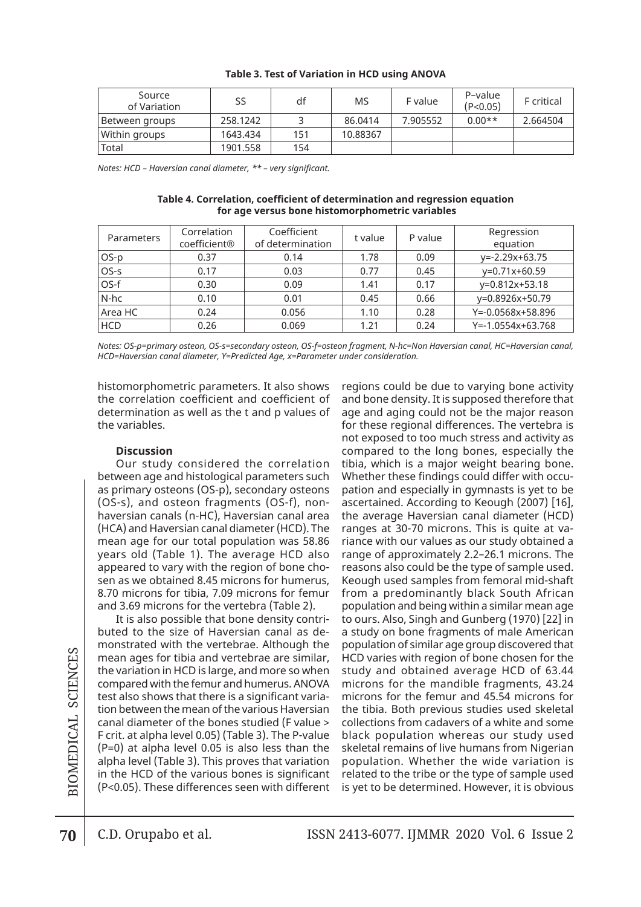**Table 3. Test of Variation in HCD using ANOVA**

| Source of Variation | SS | df | MS | F value | P–value (P<0.05) | F critical |
|---|---|---|---|---|---|---|
| Between groups | 258.1242 | 3 | 86.0414 | 7.905552 | 0.00** | 2.664504 |
| Within groups | 1643.434 | 151 | 10.88367 | | | |
| Total | 1901.558 | 154 | | | | |

*Notes: HCD – Haversian canal diameter, ** – very significant.*

**Table 4. Correlation, coefficient of determination and regression equation for age versus bone histomorphometric variables**

| Parameters | Correlation coefficient® | Coefficient of determination | t value | P value | Regression equation |
|---|---|---|---|---|---|
| OS-p | 0.37 | 0.14 | 1.78 | 0.09 | y=-2.29x+63.75 |
| OS-s | 0.17 | 0.03 | 0.77 | 0.45 | y=0.71x+60.59 |
| OS-f | 0.30 | 0.09 | 1.41 | 0.17 | y=0.812x+53.18 |
| N-hc | 0.10 | 0.01 | 0.45 | 0.66 | y=0.8926x+50.79 |
| Area HC | 0.24 | 0.056 | 1.10 | 0.28 | Y=-0.0568x+58.896 |
| HCD | 0.26 | 0.069 | 1.21 | 0.24 | Y=-1.0554x+63.768 |

*Notes: OS-p=primary osteon, OS-s=secondary osteon, OS-f=osteon fragment, N-hc=Non Haversian canal, HC=Haversian canal, HCD=Haversian canal diameter, Y=Predicted Age, x=Parameter under consideration.*

histomorphometric parameters. It also shows the correlation coefficient and coefficient of determination as well as the t and p values of the variables.

### Discussion

Our study considered the correlation between age and histological parameters such as primary osteons (OS-p), secondary osteons (OS-s), and osteon fragments (OS-f), non-haversian canals (n-HC), Haversian canal area (HCA) and Haversian canal diameter (HCD). The mean age for our total population was 58.86 years old (Table 1). The average HCD also appeared to vary with the region of bone chosen as we obtained 8.45 microns for humerus, 8.70 microns for tibia, 7.09 microns for femur and 3.69 microns for the vertebra (Table 2).

It is also possible that bone density contributed to the size of Haversian canal as demonstrated with the vertebrae. Although the mean ages for tibia and vertebrae are similar, the variation in HCD is large, and more so when compared with the femur and humerus. ANOVA test also shows that there is a significant variation between the mean of the various Haversian canal diameter of the bones studied (F value > F crit. at alpha level 0.05) (Table 3). The P-value (P=0) at alpha level 0.05 is also less than the alpha level (Table 3). This proves that variation in the HCD of the various bones is significant (P<0.05). These differences seen with different regions could be due to varying bone activity and bone density. It is supposed therefore that age and aging could not be the major reason for these regional differences. The vertebra is not exposed to too much stress and activity as compared to the long bones, especially the tibia, which is a major weight bearing bone. Whether these findings could differ with occupation and especially in gymnasts is yet to be ascertained. According to Keough (2007) [16], the average Haversian canal diameter (HCD) ranges at 30-70 microns. This is quite at variance with our values as our study obtained a range of approximately 2.2–26.1 microns. The reasons also could be the type of sample used. Keough used samples from femoral mid-shaft from a predominantly black South African population and being within a similar mean age to ours. Also, Singh and Gunberg (1970) [22] in a study on bone fragments of male American population of similar age group discovered that HCD varies with region of bone chosen for the study and obtained average HCD of 63.44 microns for the mandible fragments, 43.24 microns for the femur and 45.54 microns for the tibia. Both previous studies used skeletal collections from cadavers of a white and some black population whereas our study used skeletal remains of live humans from Nigerian population. Whether the wide variation is related to the tribe or the type of sample used is yet to be determined. However, it is obvious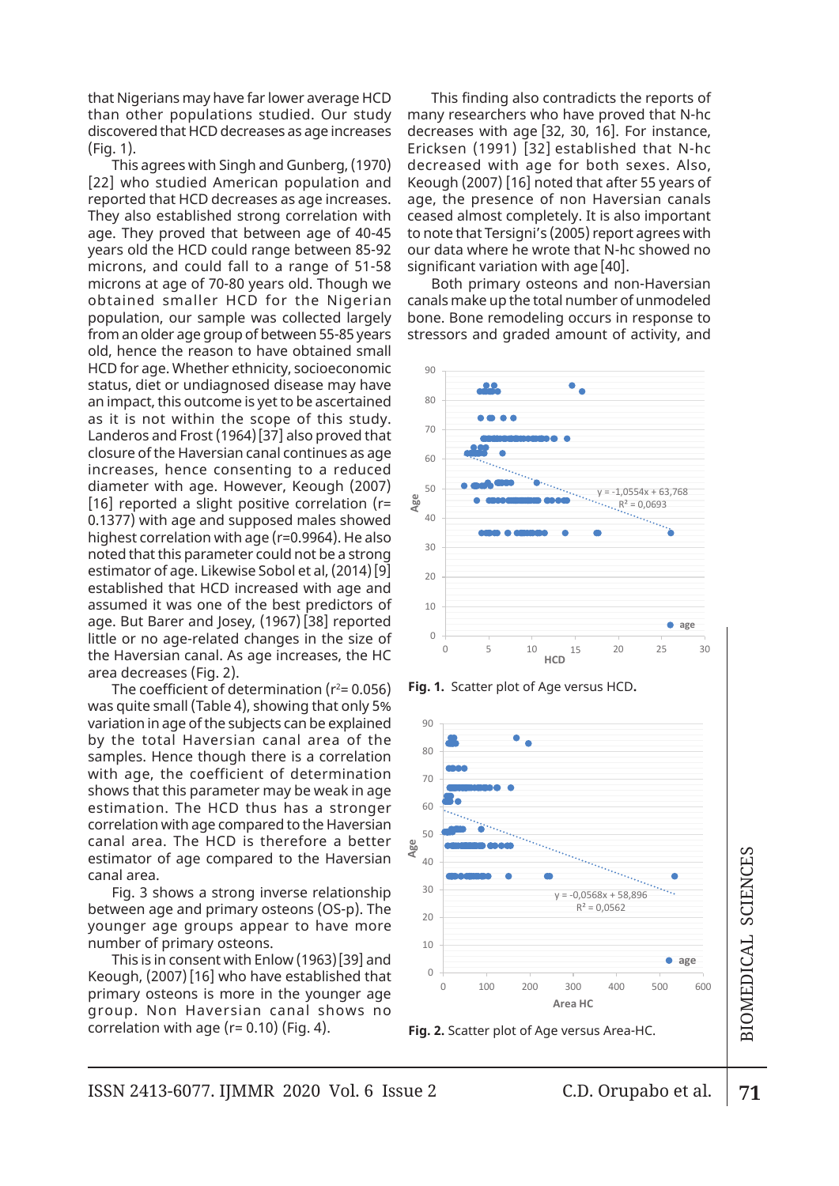that Nigerians may have far lower average HCD than other populations studied. Our study discovered that HCD decreases as age increases (Fig. 1).

This agrees with Singh and Gunberg, (1970) [22] who studied American population and reported that HCD decreases as age increases. They also established strong correlation with age. They proved that between age of 40-45 years old the HCD could range between 85-92 microns, and could fall to a range of 51-58 microns at age of 70-80 years old. Though we obtained smaller HCD for the Nigerian population, our sample was collected largely from an older age group of between 55-85 years old, hence the reason to have obtained small HCD for age. Whether ethnicity, socioeconomic status, diet or undiagnosed disease may have an impact, this outcome is yet to be ascertained as it is not within the scope of this study. Landeros and Frost (1964) [37] also proved that closure of the Haversian canal continues as age increases, hence consenting to a reduced diameter with age. However, Keough (2007) [16] reported a slight positive correlation (r= 0.1377) with age and supposed males showed highest correlation with age (r=0.9964). He also noted that this parameter could not be a strong estimator of age. Likewise Sobol et al, (2014) [9] established that HCD increased with age and assumed it was one of the best predictors of age. But Barer and Josey, (1967) [38] reported little or no age-related changes in the size of the Haversian canal. As age increases, the HC area decreases (Fig. 2).

The coefficient of determination ($r^2$= 0.056) was quite small (Table 4), showing that only 5% variation in age of the subjects can be explained by the total Haversian canal area of the samples. Hence though there is a correlation with age, the coefficient of determination shows that this parameter may be weak in age estimation. The HCD thus has a stronger correlation with age compared to the Haversian canal area. The HCD is therefore a better estimator of age compared to the Haversian canal area.

Fig. 3 shows a strong inverse relationship between age and primary osteons (OS-p). The younger age groups appear to have more number of primary osteons.

This is in consent with Enlow (1963) [39] and Keough, (2007) [16] who have established that primary osteons is more in the younger age group. Non Haversian canal shows no correlation with age (r= 0.10) (Fig. 4).

This finding also contradicts the reports of many researchers who have proved that N-hc decreases with age [32, 30, 16]. For instance, Ericksen (1991) [32] established that N-hc decreased with age for both sexes. Also, Keough (2007) [16] noted that after 55 years of age, the presence of non Haversian canals ceased almost completely. It is also important to note that Tersigni's (2005) report agrees with our data where he wrote that N-hc showed no significant variation with age [40].

Both primary osteons and non-Haversian canals make up the total number of unmodeled bone. Bone remodeling occurs in response to stressors and graded amount of activity, and

**Fig. 1.** Scatter plot of Age versus HCD.

**Fig. 2.** Scatter plot of Age versus Area-HC.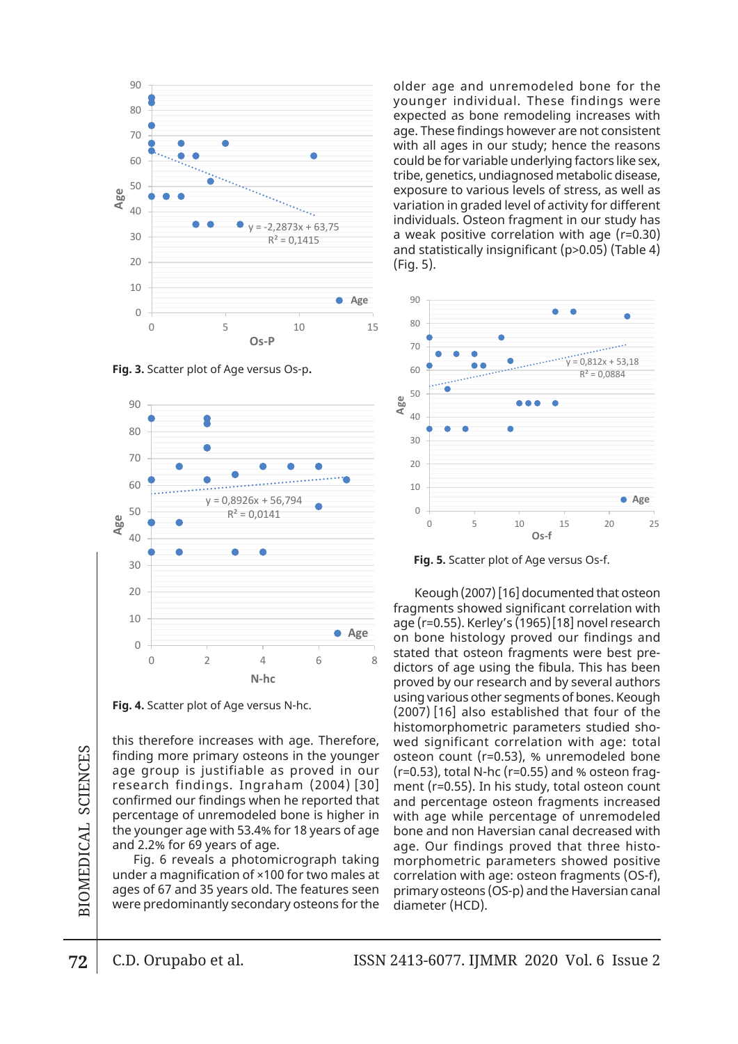Fig. 3. Scatter plot of Age versus Os-p.

Fig. 4. Scatter plot of Age versus N-hc.

this therefore increases with age. Therefore, finding more primary osteons in the younger age group is justifiable as proved in our research findings. Ingraham (2004) [30] confirmed our findings when he reported that percentage of unremodeled bone is higher in the younger age with 53.4% for 18 years of age and 2.2% for 69 years of age.

Fig. 6 reveals a photomicrograph taking under a magnification of ×100 for two males at ages of 67 and 35 years old. The features seen were predominantly secondary osteons for the older age and unremodeled bone for the younger individual. These findings were expected as bone remodeling increases with age. These findings however are not consistent with all ages in our study; hence the reasons could be for variable underlying factors like sex, tribe, genetics, undiagnosed metabolic disease, exposure to various levels of stress, as well as variation in graded level of activity for different individuals. Osteon fragment in our study has a weak positive correlation with age (r=0.30) and statistically insignificant (p>0.05) (Table 4) (Fig. 5).

Fig. 5. Scatter plot of Age versus Os-f.

Keough (2007) [16] documented that osteon fragments showed significant correlation with age (r=0.55). Kerley's (1965) [18] novel research on bone histology proved our findings and stated that osteon fragments were best predictors of age using the fibula. This has been proved by our research and by several authors using various other segments of bones. Keough (2007) [16] also established that four of the histomorphometric parameters studied showed significant correlation with age: total osteon count (r=0.53), % unremodeled bone (r=0.53), total N-hc (r=0.55) and % osteon fragment (r=0.55). In his study, total osteon count and percentage osteon fragments increased with age while percentage of unremodeled bone and non Haversian canal decreased with age. Our findings proved that three histomorphometric parameters showed positive correlation with age: osteon fragments (OS-f), primary osteons (OS-p) and the Haversian canal diameter (HCD).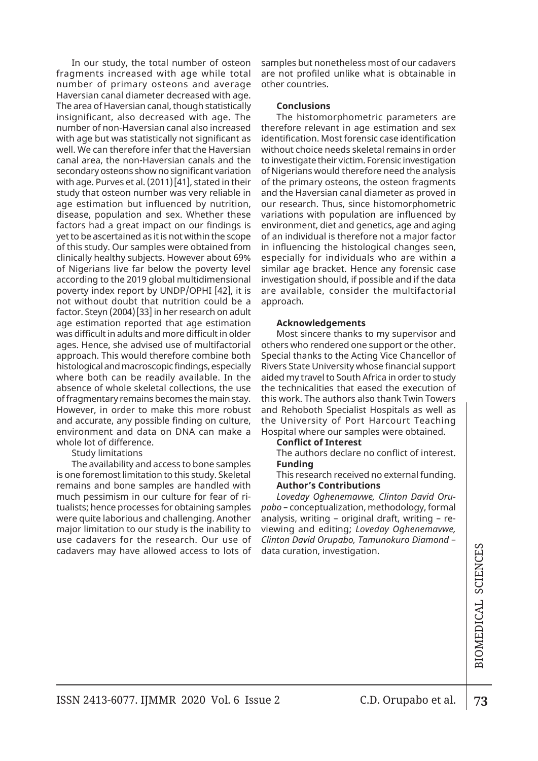In our study, the total number of osteon fragments increased with age while total number of primary osteons and average Haversian canal diameter decreased with age. The area of Haversian canal, though statistically insignificant, also decreased with age. The number of non-Haversian canal also increased with age but was statistically not significant as well. We can therefore infer that the Haversian canal area, the non-Haversian canals and the secondary osteons show no significant variation with age. Purves et al. (2011) [41], stated in their study that osteon number was very reliable in age estimation but influenced by nutrition, disease, population and sex. Whether these factors had a great impact on our findings is yet to be ascertained as it is not within the scope of this study. Our samples were obtained from clinically healthy subjects. However about 69% of Nigerians live far below the poverty level according to the 2019 global multidimensional poverty index report by UNDP/OPHI [42], it is not without doubt that nutrition could be a factor. Steyn (2004) [33] in her research on adult age estimation reported that age estimation was difficult in adults and more difficult in older ages. Hence, she advised use of multifactorial approach. This would therefore combine both histological and macroscopic findings, especially where both can be readily available. In the absence of whole skeletal collections, the use of fragmentary remains becomes the main stay. However, in order to make this more robust and accurate, any possible finding on culture, environment and data on DNA can make a whole lot of difference.

Study limitations

The availability and access to bone samples is one foremost limitation to this study. Skeletal remains and bone samples are handled with much pessimism in our culture for fear of ritualists; hence processes for obtaining samples were quite laborious and challenging. Another major limitation to our study is the inability to use cadavers for the research. Our use of cadavers may have allowed access to lots of samples but nonetheless most of our cadavers are not profiled unlike what is obtainable in other countries.

**Conclusions**

The histomorphometric parameters are therefore relevant in age estimation and sex identification. Most forensic case identification without choice needs skeletal remains in order to investigate their victim. Forensic investigation of Nigerians would therefore need the analysis of the primary osteons, the osteon fragments and the Haversian canal diameter as proved in our research. Thus, since histomorphometric variations with population are influenced by environment, diet and genetics, age and aging of an individual is therefore not a major factor in influencing the histological changes seen, especially for individuals who are within a similar age bracket. Hence any forensic case investigation should, if possible and if the data are available, consider the multifactorial approach.

**Acknowledgements**

Most sincere thanks to my supervisor and others who rendered one support or the other. Special thanks to the Acting Vice Chancellor of Rivers State University whose financial support aided my travel to South Africa in order to study the technicalities that eased the execution of this work. The authors also thank Twin Towers and Rehoboth Specialist Hospitals as well as the University of Port Harcourt Teaching Hospital where our samples were obtained.

**Conflict of Interest**

The authors declare no conflict of interest.

**Funding**

This research received no external funding.

**Author's Contributions**

*Loveday Oghenemavwe, Clinton David Orupabo* – conceptualization, methodology, formal analysis, writing – original draft, writing – reviewing and editing; *Loveday Oghenemavwe, Clinton David Orupabo, Tamunokuro Diamond* – data curation, investigation.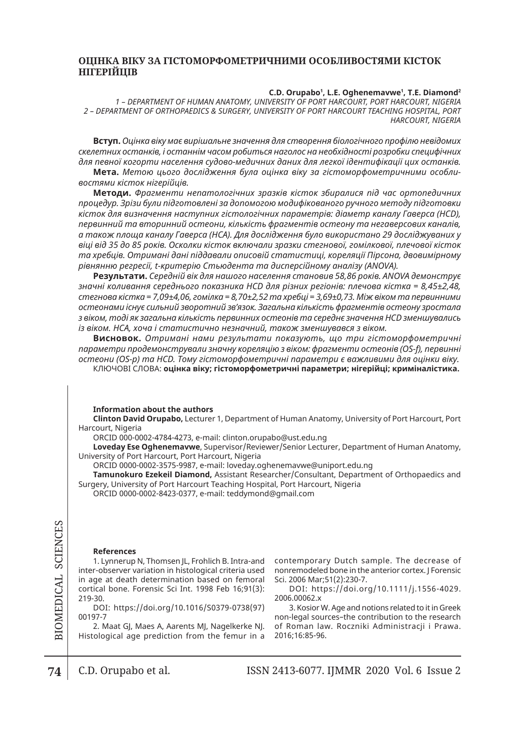# ОЦІНКА ВІКУ ЗА ГІСТОМОРФОМЕТРИЧНИМИ ОСОБЛИВОСТЯМИ КІСТОК НІГЕРІЙЦІВ

**C.D. Orupabo[1], L.E. Oghenemavwe[1], T.E. Diamond[2]**

*1 – DEPARTMENT OF HUMAN ANATOMY, UNIVERSITY OF PORT HARCOURT, PORT HARCOURT, NIGERIA*
*2 – DEPARTMENT OF ORTHOPAEDICS & SURGERY, UNIVERSITY OF PORT HARCOURT TEACHING HOSPITAL, PORT HARCOURT, NIGERIA*

**Вступ.** *Оцінка віку має вирішальне значення для створення біологічного профілю невідомих скелетних останків, і останнім часом робиться наголос на необхідності розробки специфічних для певної когорти населення судово-медичних даних для легкої ідентифікації цих останків.*

**Мета.** *Метою цього дослідження була оцінка віку за гістоморфометричними особливостями кісток нігерійців.*

**Методи.** *Фрагменти непатологічних зразків кісток збиралися під час ортопедичних процедур. Зрізи були підготовлені за допомогою модифікованого ручного методу підготовки кісток для визначення наступних гістологічних параметрів: діаметр каналу Гаверса (HCD), первинний та вторинний остеони, кількість фрагментів остеону та негаверсових каналів, а також площа каналу Гаверса (HCA). Для дослідження було використано 29 досліджуваних у віці від 35 до 85 років. Осколки кісток включали зразки стегнової, гомілкової, плечової кісток та хребців. Отримані дані піддавали описовій статистиці, кореляції Пірсона, двовимірному рівнянню регресії, t-критерію Стьюдента та дисперсійному аналізу (ANOVA).*

**Результати.** *Середній вік для нашого населення становив 58,86 років. ANOVA демонструє значні коливання середнього показника HCD для різних регіонів: плечова кістка = 8,45±2,48, стегнова кістка = 7,09±4,06, гомілка = 8,70±2,52 та хребці = 3,69±0,73. Між віком та первинними остеонами існує сильний зворотний зв'язок. Загальна кількість фрагментів остеону зростала з віком, тоді як загальна кількість первинних остеонів та середнє значення HCD зменшувались із віком. HCA, хоча і статистично незначний, також зменшувався з віком.*

**Висновок.** *Отримані нами результати показують, що три гістоморфометричні параметри продемонстрували значну кореляцію з віком: фрагменти остеонів (OS-f), первинні остеони (OS-p) та HCD. Тому гістоморфометричні параметри є важливими для оцінки віку.*

КЛЮЧОВІ СЛОВА: **оцінка віку; гістоморфометричні параметри; нігерійці; криміналістика.**

**Information about the authors**

**Clinton David Orupabo,** Lecturer 1, Department of Human Anatomy, University of Port Harcourt, Port Harcourt, Nigeria
ORCID 000-0002-4784-4273, e-mail: clinton.orupabo@ust.edu.ng

**Loveday Ese Oghenemavwe**, Supervisor/Reviewer/Senior Lecturer, Department of Human Anatomy, University of Port Harcourt, Port Harcourt, Nigeria
ORCID 0000-0002-3575-9987, e-mail: loveday.oghenemavwe@uniport.edu.ng

**Tamunokuro Ezekeil Diamond,** Assistant Researcher/Consultant, Department of Orthopaedics and Surgery, University of Port Harcourt Teaching Hospital, Port Harcourt, Nigeria
ORCID 0000-0002-8423-0377, e-mail: teddymond@gmail.com

**References**

1. Lynnerup N, Thomsen JL, Frohlich B. Intra-and inter-observer variation in histological criteria used in age at death determination based on femoral cortical bone. Forensic Sci Int. 1998 Feb 16;91(3): 219-30.
DOI: https://doi.org/10.1016/S0379-0738(97)00197-7

2. Maat GJ, Maes A, Aarents MJ, Nagelkerke NJ. Histological age prediction from the femur in a contemporary Dutch sample. The decrease of nonremodeled bone in the anterior cortex. J Forensic Sci. 2006 Mar;51(2):230-7.
DOI: https://doi.org/10.1111/j.1556-4029.2006.00062.x

3. Kosior W. Age and notions related to it in Greek non-legal sources–the contribution to the research of Roman law. Roczniki Administracji i Prawa. 2016;16:85-96.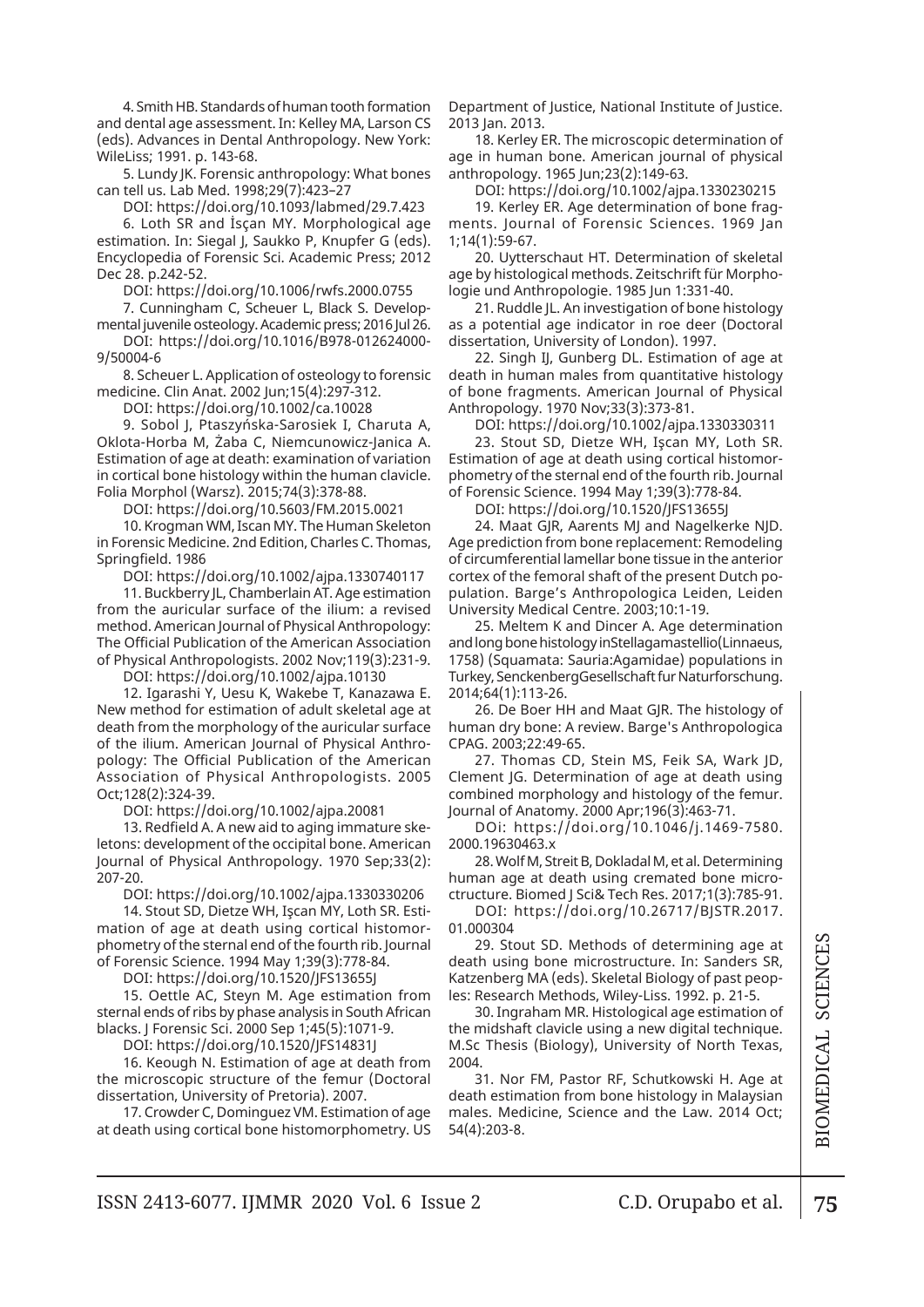4. Smith HB. Standards of human tooth formation and dental age assessment. In: Kelley MA, Larson CS (eds). Advances in Dental Anthropology. New York: WileLiss; 1991. p. 143-68.

5. Lundy JK. Forensic anthropology: What bones can tell us. Lab Med. 1998;29(7):423–27

DOI: https://doi.org/10.1093/labmed/29.7.423

6. Loth SR and İsçan MY. Morphological age estimation. In: Siegal J, Saukko P, Knupfer G (eds). Encyclopedia of Forensic Sci. Academic Press; 2012 Dec 28. p.242-52.

DOI: https://doi.org/10.1006/rwfs.2000.0755

7. Cunningham C, Scheuer L, Black S. Developmental juvenile osteology. Academic press; 2016 Jul 26.

DOI: https://doi.org/10.1016/B978-012624000-9/50004-6

8. Scheuer L. Application of osteology to forensic medicine. Clin Anat. 2002 Jun;15(4):297-312.

DOI: https://doi.org/10.1002/ca.10028

9. Sobol J, Ptaszyńska-Sarosiek I, Charuta A, Oklota-Horba M, Żaba C, Niemcunowicz-Janica A. Estimation of age at death: examination of variation in cortical bone histology within the human clavicle. Folia Morphol (Warsz). 2015;74(3):378-88.

DOI: https://doi.org/10.5603/FM.2015.0021

10. Krogman WM, Iscan MY. The Human Skeleton in Forensic Medicine. 2nd Edition, Charles C. Thomas, Springfield. 1986

DOI: https://doi.org/10.1002/ajpa.1330740117

11. Buckberry JL, Chamberlain AT. Age estimation from the auricular surface of the ilium: a revised method. American Journal of Physical Anthropology: The Official Publication of the American Association of Physical Anthropologists. 2002 Nov;119(3):231-9.

DOI: https://doi.org/10.1002/ajpa.10130

12. Igarashi Y, Uesu K, Wakebe T, Kanazawa E. New method for estimation of adult skeletal age at death from the morphology of the auricular surface of the ilium. American Journal of Physical Anthropology: The Official Publication of the American Association of Physical Anthropologists. 2005 Oct;128(2):324-39.

DOI: https://doi.org/10.1002/ajpa.20081

13. Redfield A. A new aid to aging immature skeletons: development of the occipital bone. American Journal of Physical Anthropology. 1970 Sep;33(2): 207-20.

DOI: https://doi.org/10.1002/ajpa.1330330206

14. Stout SD, Dietze WH, Işcan MY, Loth SR. Estimation of age at death using cortical histomorphometry of the sternal end of the fourth rib. Journal of Forensic Science. 1994 May 1;39(3):778-84.

DOI: https://doi.org/10.1520/JFS13655J

15. Oettle AC, Steyn M. Age estimation from sternal ends of ribs by phase analysis in South African blacks. J Forensic Sci. 2000 Sep 1;45(5):1071-9.

DOI: https://doi.org/10.1520/JFS14831J

16. Keough N. Estimation of age at death from the microscopic structure of the femur (Doctoral dissertation, University of Pretoria). 2007.

17. Crowder C, Dominguez VM. Estimation of age at death using cortical bone histomorphometry. US Department of Justice, National Institute of Justice. 2013 Jan. 2013.

18. Kerley ER. The microscopic determination of age in human bone. American journal of physical anthropology. 1965 Jun;23(2):149-63.

DOI: https://doi.org/10.1002/ajpa.1330230215

19. Kerley ER. Age determination of bone fragments. Journal of Forensic Sciences. 1969 Jan 1;14(1):59-67.

20. Uytterschaut HT. Determination of skeletal age by histological methods. Zeitschrift für Morphologie und Anthropologie. 1985 Jun 1:331-40.

21. Ruddle JL. An investigation of bone histology as a potential age indicator in roe deer (Doctoral dissertation, University of London). 1997.

22. Singh IJ, Gunberg DL. Estimation of age at death in human males from quantitative histology of bone fragments. American Journal of Physical Anthropology. 1970 Nov;33(3):373-81.

DOI: https://doi.org/10.1002/ajpa.1330330311

23. Stout SD, Dietze WH, Işcan MY, Loth SR. Estimation of age at death using cortical histomorphometry of the sternal end of the fourth rib. Journal of Forensic Science. 1994 May 1;39(3):778-84.

DOI: https://doi.org/10.1520/JFS13655J

24. Maat GJR, Aarents MJ and Nagelkerke NJD. Age prediction from bone replacement: Remodeling of circumferential lamellar bone tissue in the anterior cortex of the femoral shaft of the present Dutch population. Barge's Anthropologica Leiden, Leiden University Medical Centre. 2003;10:1-19.

25. Meltem K and Dincer A. Age determination and long bone histology inStellagamastellio(Linnaeus, 1758) (Squamata: Sauria:Agamidae) populations in Turkey, SenckenbergGesellschaft fur Naturforschung. 2014;64(1):113-26.

26. De Boer HH and Maat GJR. The histology of human dry bone: A review. Barge's Anthropologica CPAG. 2003;22:49-65.

27. Thomas CD, Stein MS, Feik SA, Wark JD, Clement JG. Determination of age at death using combined morphology and histology of the femur. Journal of Anatomy. 2000 Apr;196(3):463-71.

DOi: https://doi.org/10.1046/j.1469-7580.2000.19630463.x

28. Wolf M, Streit B, Dokladal M, et al. Determining human age at death using cremated bone microstructure. Biomed J Sci& Tech Res. 2017;1(3):785-91.

DOI: https://doi.org/10.26717/BJSTR.2017.01.000304

29. Stout SD. Methods of determining age at death using bone microstructure. In: Sanders SR, Katzenberg MA (eds). Skeletal Biology of past peoples: Research Methods, Wiley-Liss. 1992. p. 21-5.

30. Ingraham MR. Histological age estimation of the midshaft clavicle using a new digital technique. M.Sc Thesis (Biology), University of North Texas, 2004.

31. Nor FM, Pastor RF, Schutkowski H. Age at death estimation from bone histology in Malaysian males. Medicine, Science and the Law. 2014 Oct; 54(4):203-8.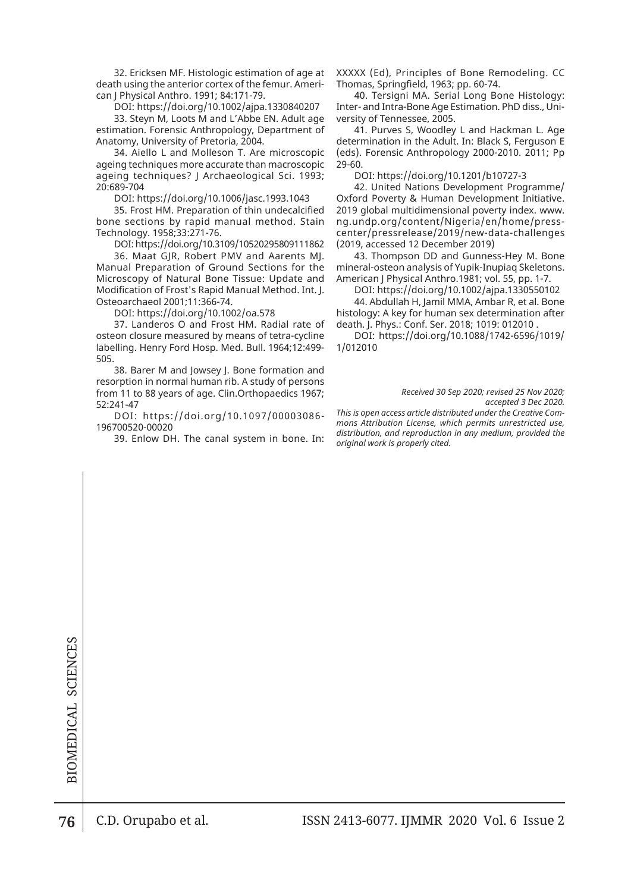32. Ericksen MF. Histologic estimation of age at death using the anterior cortex of the femur. American J Physical Anthro. 1991; 84:171-79.

DOI: https://doi.org/10.1002/ajpa.1330840207

33. Steyn M, Loots M and L'Abbe EN. Adult age estimation. Forensic Anthropology, Department of Anatomy, University of Pretoria, 2004.

34. Aiello L and Molleson T. Are microscopic ageing techniques more accurate than macroscopic ageing techniques? J Archaeological Sci. 1993; 20:689-704

DOI: https://doi.org/10.1006/jasc.1993.1043

35. Frost HM. Preparation of thin undecalcified bone sections by rapid manual method. Stain Technology. 1958;33:271-76.

DOI: https://doi.org/10.3109/10520295809111862

36. Maat GJR, Robert PMV and Aarents MJ. Manual Preparation of Ground Sections for the Microscopy of Natural Bone Tissue: Update and Modification of Frost's Rapid Manual Method. Int. J. Osteoarchaeol 2001;11:366-74.

DOI: https://doi.org/10.1002/oa.578

37. Landeros O and Frost HM. Radial rate of osteon closure measured by means of tetra-cycline labelling. Henry Ford Hosp. Med. Bull. 1964;12:499-505.

38. Barer M and Jowsey J. Bone formation and resorption in normal human rib. A study of persons from 11 to 88 years of age. Clin.Orthopaedics 1967; 52:241-47

DOI: https://doi.org/10.1097/00003086-196700520-00020

39. Enlow DH. The canal system in bone. In: XXXXX (Ed), Principles of Bone Remodeling. CC Thomas, Springfield, 1963; pp. 60-74.

40. Tersigni MA. Serial Long Bone Histology: Inter- and Intra-Bone Age Estimation. PhD diss., University of Tennessee, 2005.

41. Purves S, Woodley L and Hackman L. Age determination in the Adult. In: Black S, Ferguson E (eds). Forensic Anthropology 2000-2010. 2011; Pp 29-60.

DOI: https://doi.org/10.1201/b10727-3

42. United Nations Development Programme/ Oxford Poverty & Human Development Initiative. 2019 global multidimensional poverty index. www.ng.undp.org/content/Nigeria/en/home/presscenter/pressrelease/2019/new-data-challenges (2019, accessed 12 December 2019)

43. Thompson DD and Gunness-Hey M. Bone mineral-osteon analysis of Yupik-Inupiaq Skeletons. American J Physical Anthro.1981; vol. 55, pp. 1-7.

DOI: https://doi.org/10.1002/ajpa.1330550102

44. Abdullah H, Jamil MMA, Ambar R, et al. Bone histology: A key for human sex determination after death. J. Phys.: Conf. Ser. 2018; 1019: 012010 .

DOI: https://doi.org/10.1088/1742-6596/1019/1/012010

*Received 30 Sep 2020; revised 25 Nov 2020; accepted 3 Dec 2020.*

*This is open access article distributed under the Creative Commons Attribution License, which permits unrestricted use, distribution, and reproduction in any medium, provided the original work is properly cited.*